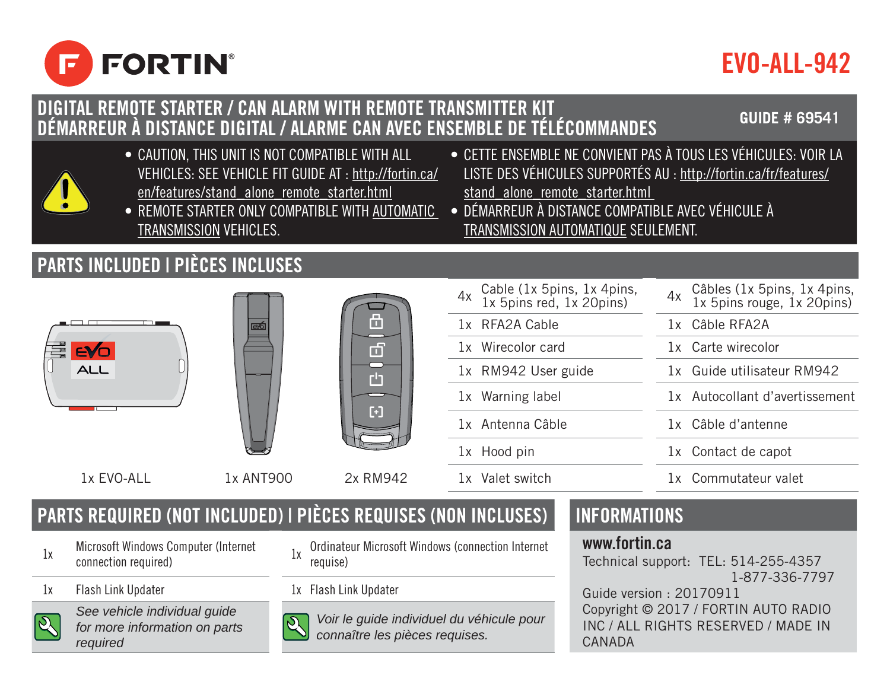# FORTIN

# EVO-ALL-942

## DIGITAL REMOTE STARTER / CAN ALARM WITH REMOTE TRANSMITTER KIT
## DÉMARREUR À DISTANCE DIGITAL / ALARME CAN AVEC ENSEMBLE DE TÉLÉCOMMANDES

**GUIDE # 69541**

- CAUTION, THIS UNIT IS NOT COMPATIBLE WITH ALL VEHICLES: SEE VEHICLE FIT GUIDE AT : http://fortin.ca/en/features/stand_alone_remote_starter.html
- REMOTE STARTER ONLY COMPATIBLE WITH AUTOMATIC TRANSMISSION VEHICLES.

- CETTE ENSEMBLE NE CONVIENT PAS À TOUS LES VÉHICULES: VOIR LA LISTE DES VÉHICULES SUPPORTÉS AU : http://fortin.ca/fr/features/stand_alone_remote_starter.html
- DÉMARREUR À DISTANCE COMPATIBLE AVEC VÉHICULE À TRANSMISSION AUTOMATIQUE SEULEMENT.

## PARTS INCLUDED I PIÈCES INCLUSES

1x EVO-ALL &nbsp; 1x ANT900 &nbsp; 2x RM942

| Qty | Part | Qty | Pièce |
|---|---|---|---|
| 4x | Cable (1x 5pins, 1x 4pins, 1x 5pins red, 1x 20pins) | 4x | Câbles (1x 5pins, 1x 4pins, 1x 5pins rouge, 1x 20pins) |
| 1x | RFA2A Cable | 1x | Câble RFA2A |
| 1x | Wirecolor card | 1x | Carte wirecolor |
| 1x | RM942 User guide | 1x | Guide utilisateur RM942 |
| 1x | Warning label | 1x | Autocollant d'avertissement |
| 1x | Antenna Câble | 1x | Câble d'antenne |
| 1x | Hood pin | 1x | Contact de capot |
| 1x | Valet switch | 1x | Commutateur valet |

## PARTS REQUIRED (NOT INCLUDED) I PIÈCES REQUISES (NON INCLUSES)

| Qty | Part | Qty | Pièce |
|---|---|---|---|
| 1x | Microsoft Windows Computer (Internet connection required) | 1x | Ordinateur Microsoft Windows (connection Internet requise) |
| 1x | Flash Link Updater | 1x | Flash Link Updater |

*See vehicle individual guide for more information on parts required*

*Voir le guide individuel du véhicule pour connaître les pièces requises.*

## INFORMATIONS

**www.fortin.ca**

Technical support: TEL: 514-255-4357
1-877-336-7797

Guide version : 20170911

Copyright © 2017 / FORTIN AUTO RADIO INC / ALL RIGHTS RESERVED / MADE IN CANADA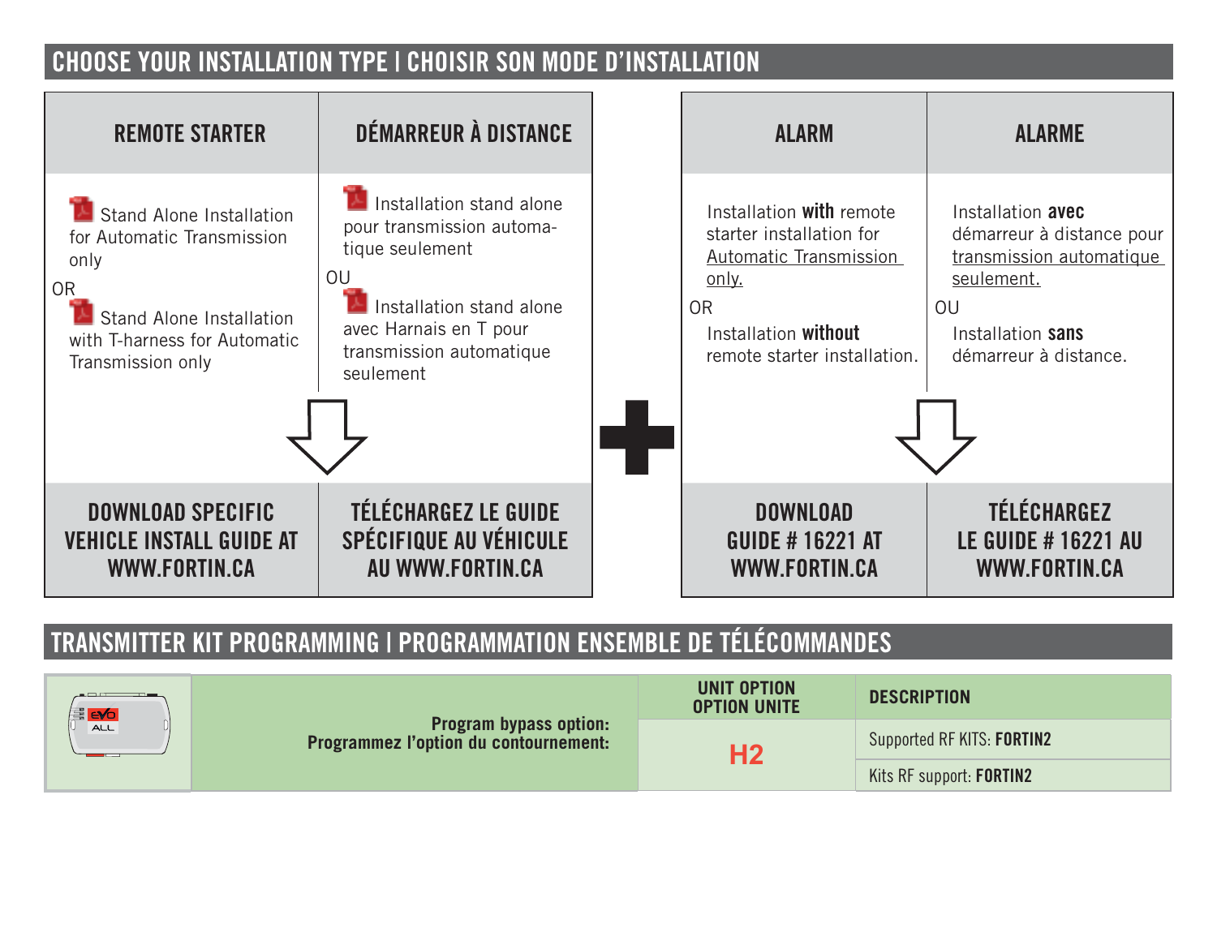## CHOOSE YOUR INSTALLATION TYPE | CHOISIR SON MODE D'INSTALLATION

| REMOTE STARTER | DÉMARREUR À DISTANCE |
|---|---|
| Stand Alone Installation for Automatic Transmission only<br>OR<br>Stand Alone Installation with T-harness for Automatic Transmission only | Installation stand alone pour transmission automatique seulement<br>OU<br>Installation stand alone avec Harnais en T pour transmission automatique seulement |
| **DOWNLOAD SPECIFIC VEHICLE INSTALL GUIDE AT WWW.FORTIN.CA** | **TÉLÉCHARGEZ LE GUIDE SPÉCIFIQUE AU VÉHICULE AU WWW.FORTIN.CA** |

**+**

| ALARM | ALARME |
|---|---|
| Installation **with** remote starter installation for Automatic Transmission only.<br>OR<br>Installation **without** remote starter installation. | Installation **avec** démarreur à distance pour transmission automatique seulement.<br>OU<br>Installation **sans** démarreur à distance. |
| **DOWNLOAD GUIDE # 16221 AT WWW.FORTIN.CA** | **TÉLÉCHARGEZ LE GUIDE # 16221 AU WWW.FORTIN.CA** |

## TRANSMITTER KIT PROGRAMMING | PROGRAMMATION ENSEMBLE DE TÉLÉCOMMANDES

| | UNIT OPTION<br>OPTION UNITE | DESCRIPTION |
|---|---|---|
| **Program bypass option:**<br>**Programmez l'option du contournement:** | **H2** | Supported RF KITS: **FORTIN2**<br>Kits RF support: **FORTIN2** |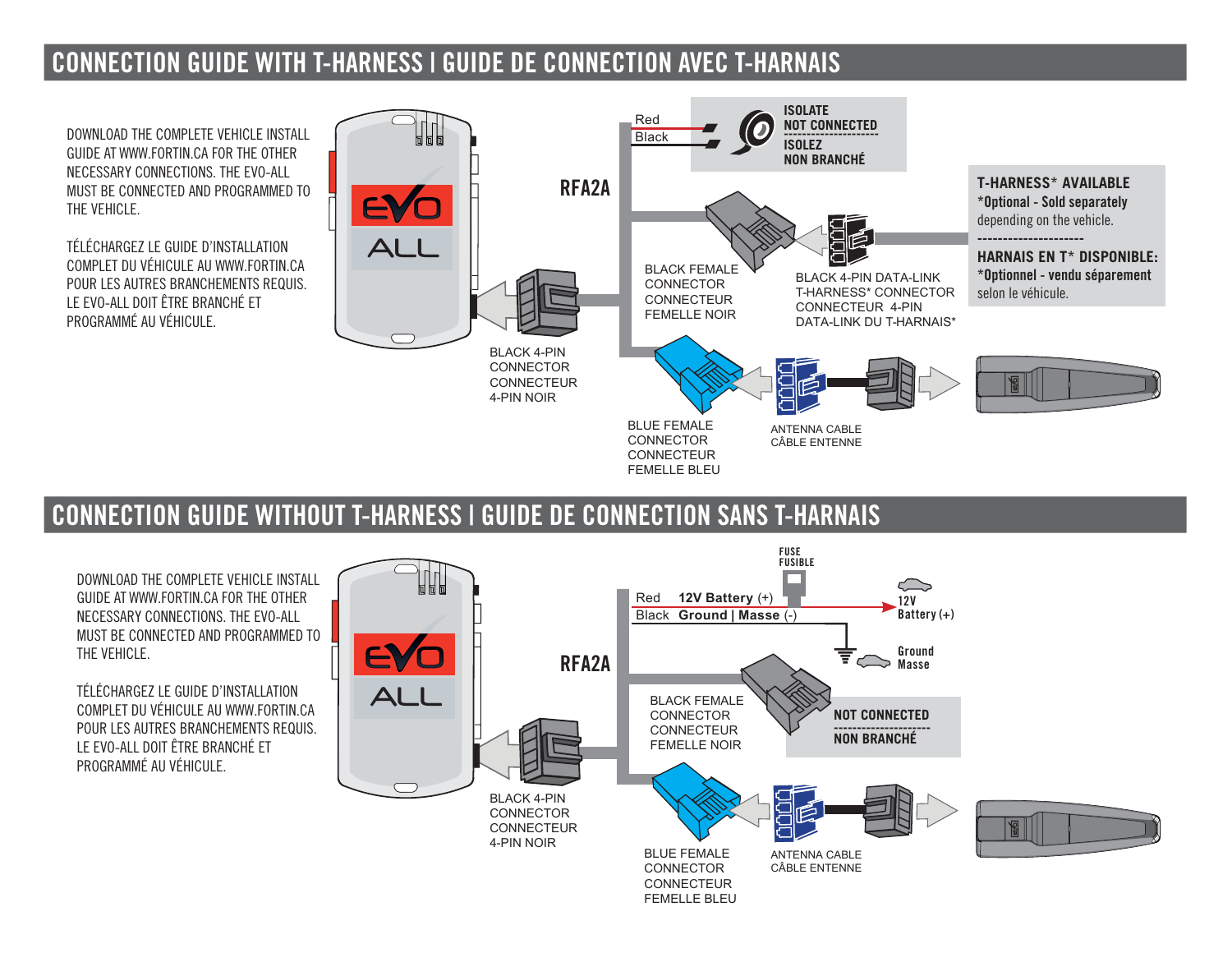## CONNECTION GUIDE WITH T-HARNESS | GUIDE DE CONNECTION AVEC T-HARNAIS

DOWNLOAD THE COMPLETE VEHICLE INSTALL GUIDE AT WWW.FORTIN.CA FOR THE OTHER NECESSARY CONNECTIONS. THE EVO-ALL MUST BE CONNECTED AND PROGRAMMED TO THE VEHICLE.

TÉLÉCHARGEZ LE GUIDE D'INSTALLATION COMPLET DU VÉHICULE AU WWW.FORTIN.CA POUR LES AUTRES BRANCHEMENTS REQUIS. LE EVO-ALL DOIT ÊTRE BRANCHÉ ET PROGRAMMÉ AU VÉHICULE.

EVO ALL

RFA2A

Red

Black

**ISOLATE NOT CONNECTED**

**ISOLEZ NON BRANCHÉ**

**T-HARNESS* AVAILABLE**
***Optional - Sold separately** depending on the vehicle.

**HARNAIS EN T* DISPONIBLE:**
***Optionnel - vendu séparement** selon le véhicule.

BLACK FEMALE CONNECTOR
CONNECTEUR FEMELLE NOIR

BLACK 4-PIN DATA-LINK T-HARNESS* CONNECTOR
CONNECTEUR 4-PIN DATA-LINK DU T-HARNAIS*

BLACK 4-PIN CONNECTOR
CONNECTEUR 4-PIN NOIR

BLUE FEMALE CONNECTOR
CONNECTEUR FEMELLE BLEU

ANTENNA CABLE
CÂBLE ENTENNE

## CONNECTION GUIDE WITHOUT T-HARNESS | GUIDE DE CONNECTION SANS T-HARNAIS

DOWNLOAD THE COMPLETE VEHICLE INSTALL GUIDE AT WWW.FORTIN.CA FOR THE OTHER NECESSARY CONNECTIONS. THE EVO-ALL MUST BE CONNECTED AND PROGRAMMED TO THE VEHICLE.

TÉLÉCHARGEZ LE GUIDE D'INSTALLATION COMPLET DU VÉHICULE AU WWW.FORTIN.CA POUR LES AUTRES BRANCHEMENTS REQUIS. LE EVO-ALL DOIT ÊTRE BRANCHÉ ET PROGRAMMÉ AU VÉHICULE.

EVO ALL

RFA2A

FUSE
FUSIBLE

Red **12V Battery** (+)

Black **Ground | Masse** (-)

12V
Battery (+)

Ground
Masse

BLACK FEMALE CONNECTOR
CONNECTEUR FEMELLE NOIR

**NOT CONNECTED**

**NON BRANCHÉ**

BLACK 4-PIN CONNECTOR
CONNECTEUR 4-PIN NOIR

BLUE FEMALE CONNECTOR
CONNECTEUR FEMELLE BLEU

ANTENNA CABLE
CÂBLE ENTENNE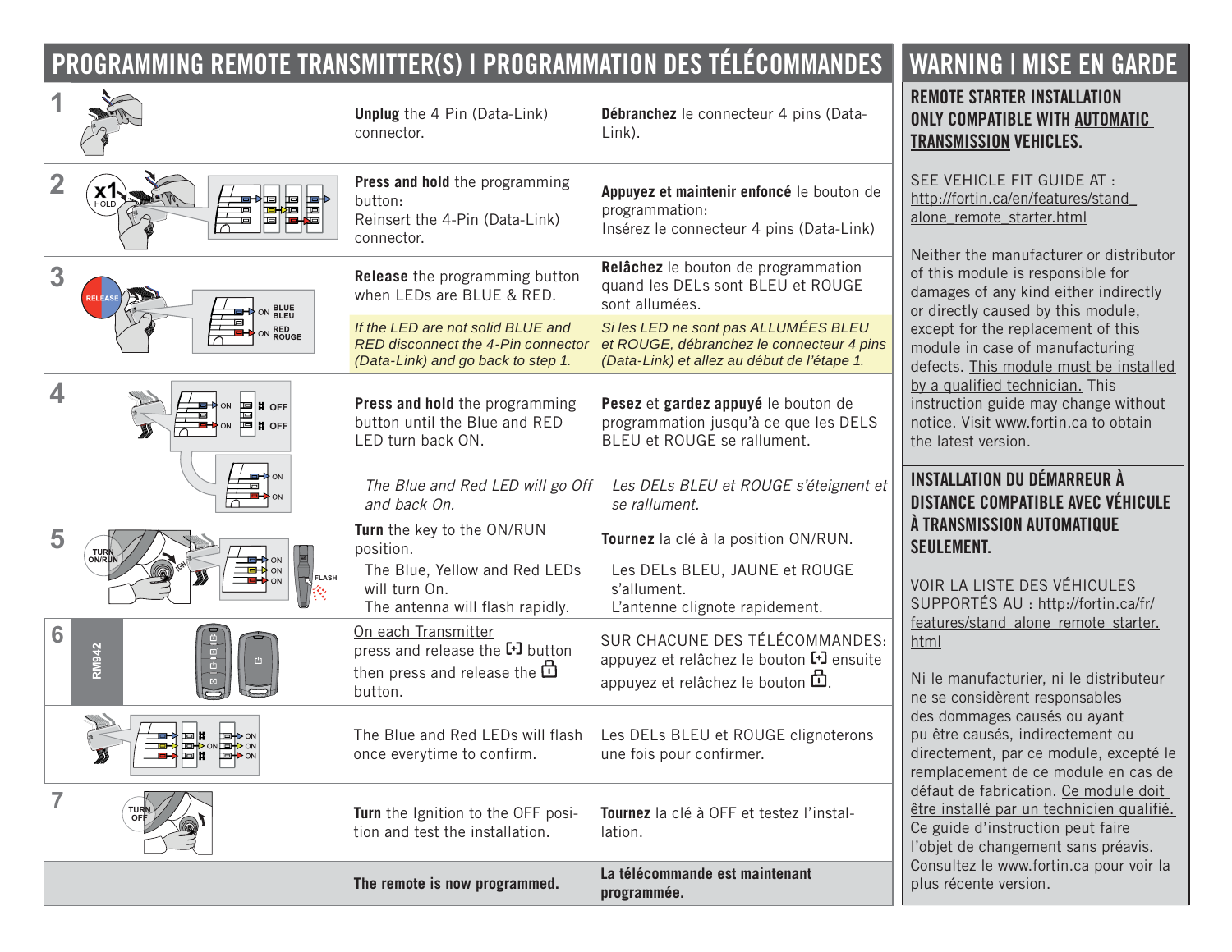# PROGRAMMING REMOTE TRANSMITTER(S) I PROGRAMMATION DES TÉLÉCOMMANDES

| Step | English | Français |
|---|---|---|
| 1 | **Unplug** the 4 Pin (Data-Link) connector. | **Débranchez** le connecteur 4 pins (Data-Link). |
| 2 (x1 HOLD) | **Press and hold** the programming button: Reinsert the 4-Pin (Data-Link) connector. | **Appuyez et maintenir enfoncé** le bouton de programmation: Insérez le connecteur 4 pins (Data-Link) |
| 3 (RELEASE; ON BLUE BLEU; ON RED ROUGE) | **Release** the programming button when LEDs are BLUE & RED. | **Relâchez** le bouton de programmation quand les DELs sont BLEU et ROUGE sont allumées. |
| | *If the LED are not solid BLUE and RED disconnect the 4-Pin connector (Data-Link) and go back to step 1.* | *Si les LED ne sont pas ALLUMÉES BLEU et ROUGE, débranchez le connecteur 4 pins (Data-Link) et allez au début de l'étape 1.* |
| 4 (ON / OFF; ON / OFF; ON; ON) | **Press and hold** the programming button until the Blue and RED LED turn back ON. | **Pesez** et **gardez appuyé** le bouton de programmation jusqu'à ce que les DELS BLEU et ROUGE se rallument. |
| | *The Blue and Red LED will go Off and back On.* | *Les DELs BLEU et ROUGE s'éteignent et se rallument.* |
| 5 (TURN ON/RUN; IGN; ON; ON; ON; FLASH) | **Turn** the key to the ON/RUN position. The Blue, Yellow and Red LEDs will turn On. The antenna will flash rapidly. | **Tournez** la clé à la position ON/RUN. Les DELs BLEU, JAUNE et ROUGE s'allument. L'antenne clignote rapidement. |
| 6 (RM942) | On each Transmitter press and release the [+] button then press and release the 🔓 button. | SUR CHACUNE DES TÉLÉCOMMANDES: appuyez et relâchez le bouton [+] ensuite appuyez et relâchez le bouton 🔓. |
| (ON; ON; ON) | The Blue and Red LEDs will flash once everytime to confirm. | Les DELs BLEU et ROUGE clignoterons une fois pour confirmer. |
| 7 (TURN OFF) | **Turn** the Ignition to the OFF position and test the installation. | **Tournez** la clé à OFF et testez l'installation. |
| | **The remote is now programmed.** | **La télécommande est maintenant programmée.** |

# WARNING I MISE EN GARDE

**REMOTE STARTER INSTALLATION ONLY COMPATIBLE WITH AUTOMATIC TRANSMISSION VEHICLES.**

SEE VEHICLE FIT GUIDE AT : http://fortin.ca/en/features/stand_alone_remote_starter.html

Neither the manufacturer or distributor of this module is responsible for damages of any kind either indirectly or directly caused by this module, except for the replacement of this module in case of manufacturing defects. This module must be installed by a qualified technician. This instruction guide may change without notice. Visit www.fortin.ca to obtain the latest version.

**INSTALLATION DU DÉMARREUR À DISTANCE COMPATIBLE AVEC VÉHICULE À TRANSMISSION AUTOMATIQUE SEULEMENT.**

VOIR LA LISTE DES VÉHICULES SUPPORTÉS AU : http://fortin.ca/fr/features/stand_alone_remote_starter.html

Ni le manufacturier, ni le distributeur ne se considèrent responsables des dommages causés ou ayant pu être causés, indirectement ou directement, par ce module, excepté le remplacement de ce module en cas de défaut de fabrication. Ce module doit être installé par un technicien qualifié. Ce guide d'instruction peut faire l'objet de changement sans préavis. Consultez le www.fortin.ca pour voir la plus récente version.